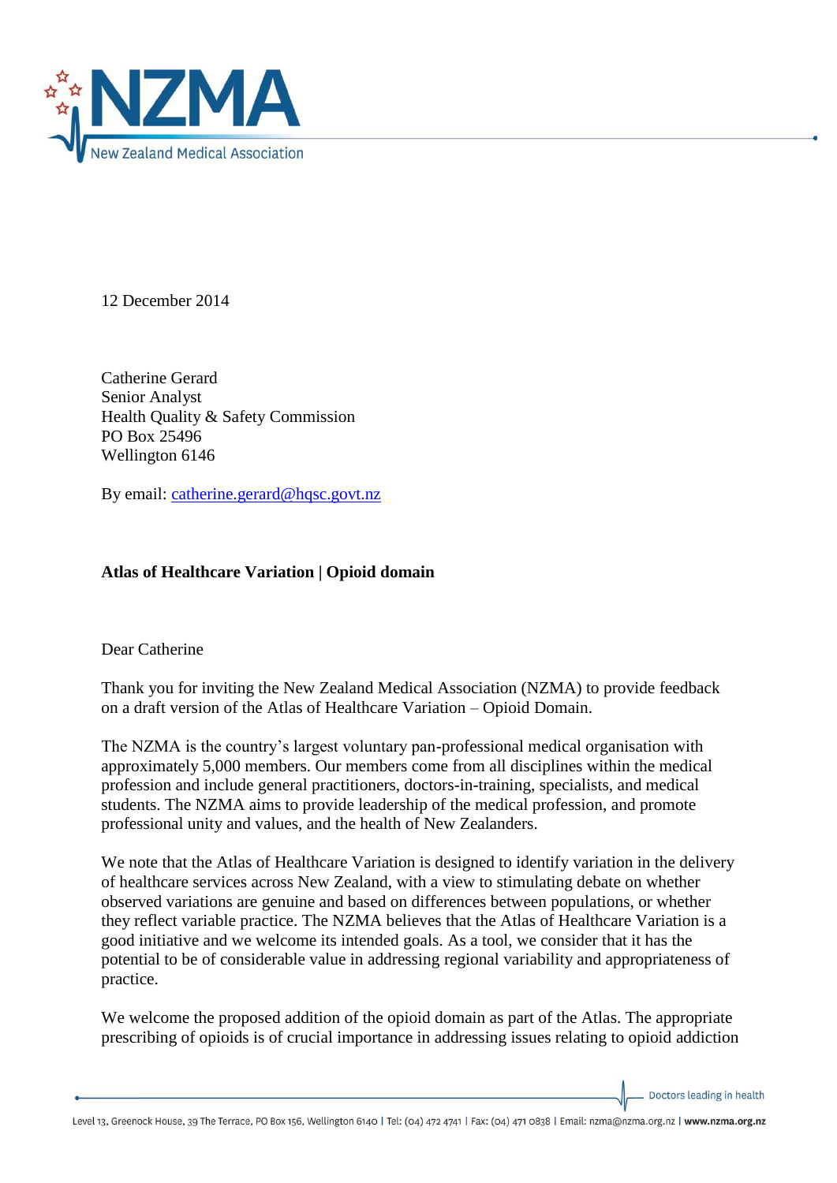12 December 2014

Catherine Gerard
Senior Analyst
Health Quality & Safety Commission
PO Box 25496
Wellington 6146

By email: catherine.gerard@hqsc.govt.nz

**Atlas of Healthcare Variation | Opioid domain**

Dear Catherine

Thank you for inviting the New Zealand Medical Association (NZMA) to provide feedback on a draft version of the Atlas of Healthcare Variation – Opioid Domain.

The NZMA is the country's largest voluntary pan-professional medical organisation with approximately 5,000 members. Our members come from all disciplines within the medical profession and include general practitioners, doctors-in-training, specialists, and medical students. The NZMA aims to provide leadership of the medical profession, and promote professional unity and values, and the health of New Zealanders.

We note that the Atlas of Healthcare Variation is designed to identify variation in the delivery of healthcare services across New Zealand, with a view to stimulating debate on whether observed variations are genuine and based on differences between populations, or whether they reflect variable practice. The NZMA believes that the Atlas of Healthcare Variation is a good initiative and we welcome its intended goals. As a tool, we consider that it has the potential to be of considerable value in addressing regional variability and appropriateness of practice.

We welcome the proposed addition of the opioid domain as part of the Atlas. The appropriate prescribing of opioids is of crucial importance in addressing issues relating to opioid addiction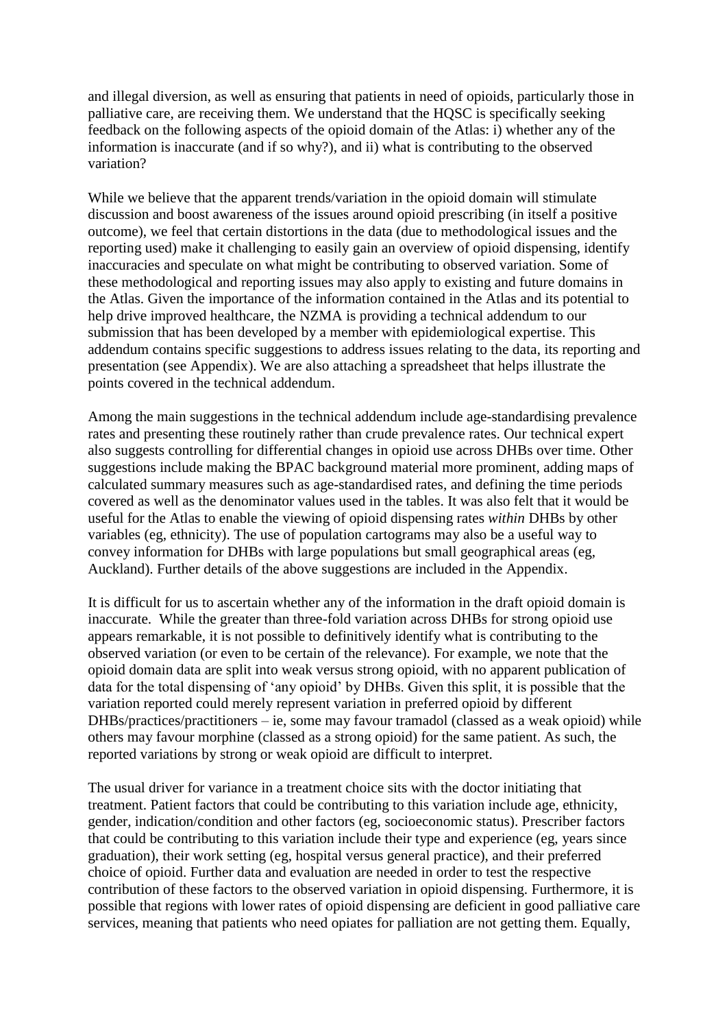and illegal diversion, as well as ensuring that patients in need of opioids, particularly those in palliative care, are receiving them. We understand that the HQSC is specifically seeking feedback on the following aspects of the opioid domain of the Atlas: i) whether any of the information is inaccurate (and if so why?), and ii) what is contributing to the observed variation?

While we believe that the apparent trends/variation in the opioid domain will stimulate discussion and boost awareness of the issues around opioid prescribing (in itself a positive outcome), we feel that certain distortions in the data (due to methodological issues and the reporting used) make it challenging to easily gain an overview of opioid dispensing, identify inaccuracies and speculate on what might be contributing to observed variation. Some of these methodological and reporting issues may also apply to existing and future domains in the Atlas. Given the importance of the information contained in the Atlas and its potential to help drive improved healthcare, the NZMA is providing a technical addendum to our submission that has been developed by a member with epidemiological expertise. This addendum contains specific suggestions to address issues relating to the data, its reporting and presentation (see Appendix). We are also attaching a spreadsheet that helps illustrate the points covered in the technical addendum.

Among the main suggestions in the technical addendum include age-standardising prevalence rates and presenting these routinely rather than crude prevalence rates. Our technical expert also suggests controlling for differential changes in opioid use across DHBs over time. Other suggestions include making the BPAC background material more prominent, adding maps of calculated summary measures such as age-standardised rates, and defining the time periods covered as well as the denominator values used in the tables. It was also felt that it would be useful for the Atlas to enable the viewing of opioid dispensing rates *within* DHBs by other variables (eg, ethnicity). The use of population cartograms may also be a useful way to convey information for DHBs with large populations but small geographical areas (eg, Auckland). Further details of the above suggestions are included in the Appendix.

It is difficult for us to ascertain whether any of the information in the draft opioid domain is inaccurate. While the greater than three-fold variation across DHBs for strong opioid use appears remarkable, it is not possible to definitively identify what is contributing to the observed variation (or even to be certain of the relevance). For example, we note that the opioid domain data are split into weak versus strong opioid, with no apparent publication of data for the total dispensing of 'any opioid' by DHBs. Given this split, it is possible that the variation reported could merely represent variation in preferred opioid by different DHBs/practices/practitioners – ie, some may favour tramadol (classed as a weak opioid) while others may favour morphine (classed as a strong opioid) for the same patient. As such, the reported variations by strong or weak opioid are difficult to interpret.

The usual driver for variance in a treatment choice sits with the doctor initiating that treatment. Patient factors that could be contributing to this variation include age, ethnicity, gender, indication/condition and other factors (eg, socioeconomic status). Prescriber factors that could be contributing to this variation include their type and experience (eg, years since graduation), their work setting (eg, hospital versus general practice), and their preferred choice of opioid. Further data and evaluation are needed in order to test the respective contribution of these factors to the observed variation in opioid dispensing. Furthermore, it is possible that regions with lower rates of opioid dispensing are deficient in good palliative care services, meaning that patients who need opiates for palliation are not getting them. Equally,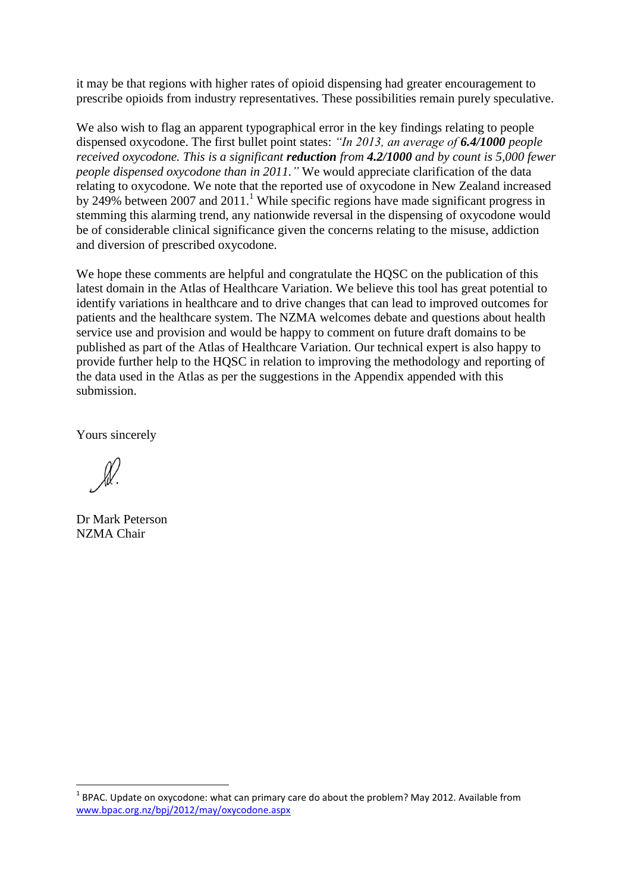it may be that regions with higher rates of opioid dispensing had greater encouragement to prescribe opioids from industry representatives. These possibilities remain purely speculative.

We also wish to flag an apparent typographical error in the key findings relating to people dispensed oxycodone. The first bullet point states: *"In 2013, an average of **6.4/1000** people received oxycodone. This is a significant **reduction** from **4.2/1000** and by count is 5,000 fewer people dispensed oxycodone than in 2011."* We would appreciate clarification of the data relating to oxycodone. We note that the reported use of oxycodone in New Zealand increased by 249% between 2007 and 2011.[1] While specific regions have made significant progress in stemming this alarming trend, any nationwide reversal in the dispensing of oxycodone would be of considerable clinical significance given the concerns relating to the misuse, addiction and diversion of prescribed oxycodone.

We hope these comments are helpful and congratulate the HQSC on the publication of this latest domain in the Atlas of Healthcare Variation. We believe this tool has great potential to identify variations in healthcare and to drive changes that can lead to improved outcomes for patients and the healthcare system. The NZMA welcomes debate and questions about health service use and provision and would be happy to comment on future draft domains to be published as part of the Atlas of Healthcare Variation. Our technical expert is also happy to provide further help to the HQSC in relation to improving the methodology and reporting of the data used in the Atlas as per the suggestions in the Appendix appended with this submission.

Yours sincerely

Dr Mark Peterson
NZMA Chair

---

[1] BPAC. Update on oxycodone: what can primary care do about the problem? May 2012. Available from www.bpac.org.nz/bpj/2012/may/oxycodone.aspx